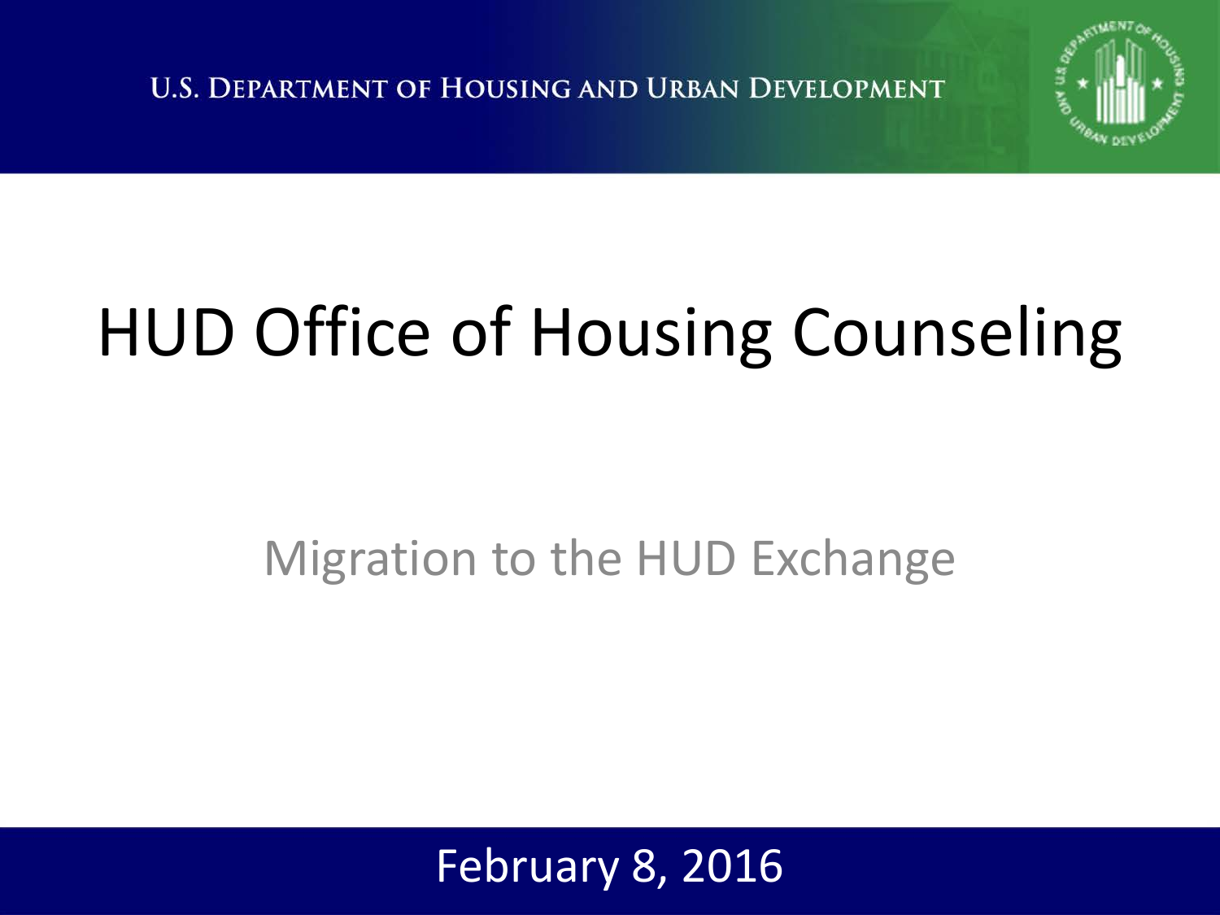U.S. DEPARTMENT OF HOUSING AND URBAN DEVELOPMENT

# HUD Office of Housing Counseling

## Migration to the HUD Exchange

February 8, 2016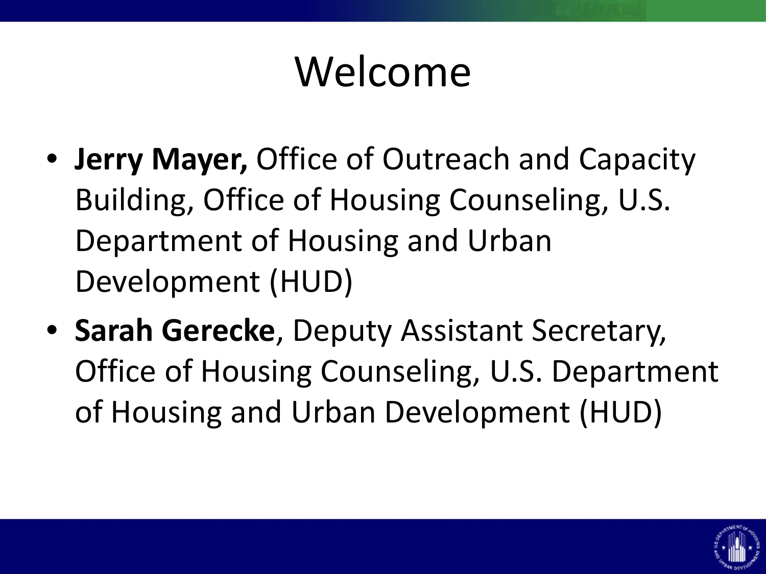# Welcome

- **Jerry Mayer,** Office of Outreach and Capacity Building, Office of Housing Counseling, U.S. Department of Housing and Urban Development (HUD)
- **Sarah Gerecke**, Deputy Assistant Secretary, Office of Housing Counseling, U.S. Department of Housing and Urban Development (HUD)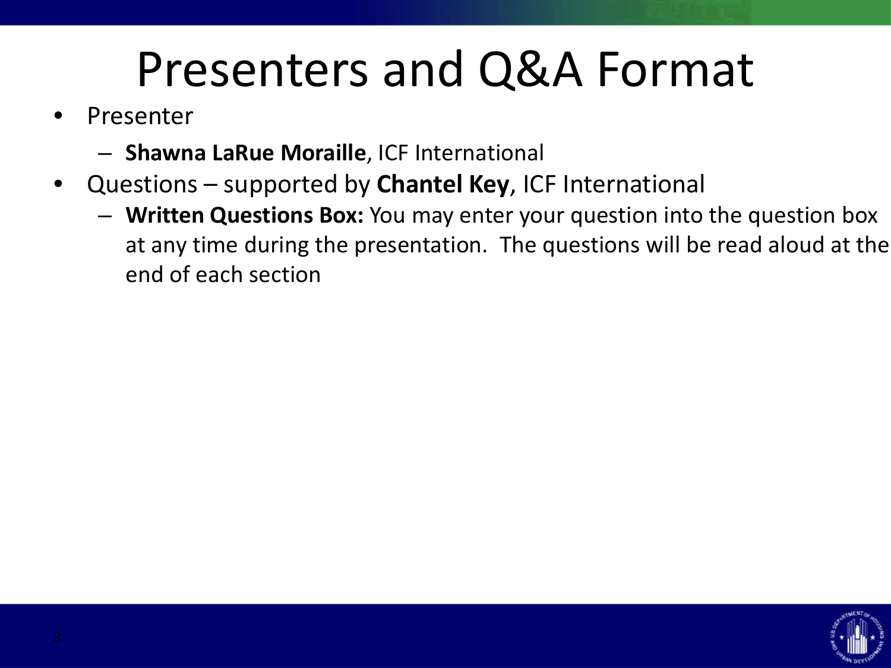# Presenters and Q&A Format

- Presenter
  - **Shawna LaRue Moraille**, ICF International
- Questions – supported by **Chantel Key**, ICF International
  - **Written Questions Box:** You may enter your question into the question box at any time during the presentation. The questions will be read aloud at the end of each section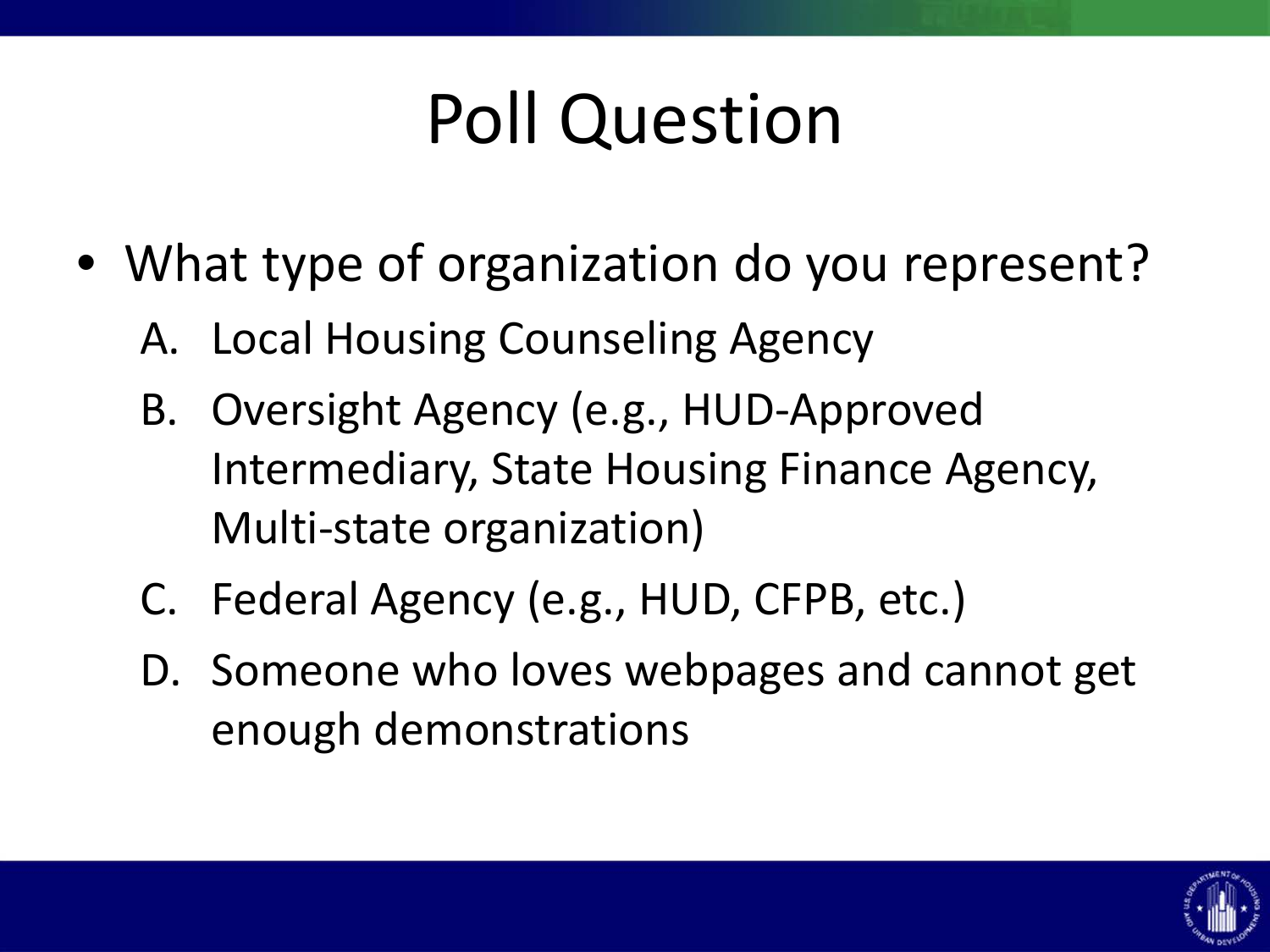# Poll Question

- What type of organization do you represent?
  A. Local Housing Counseling Agency
  B. Oversight Agency (e.g., HUD-Approved Intermediary, State Housing Finance Agency, Multi-state organization)
  C. Federal Agency (e.g., HUD, CFPB, etc.)
  D. Someone who loves webpages and cannot get enough demonstrations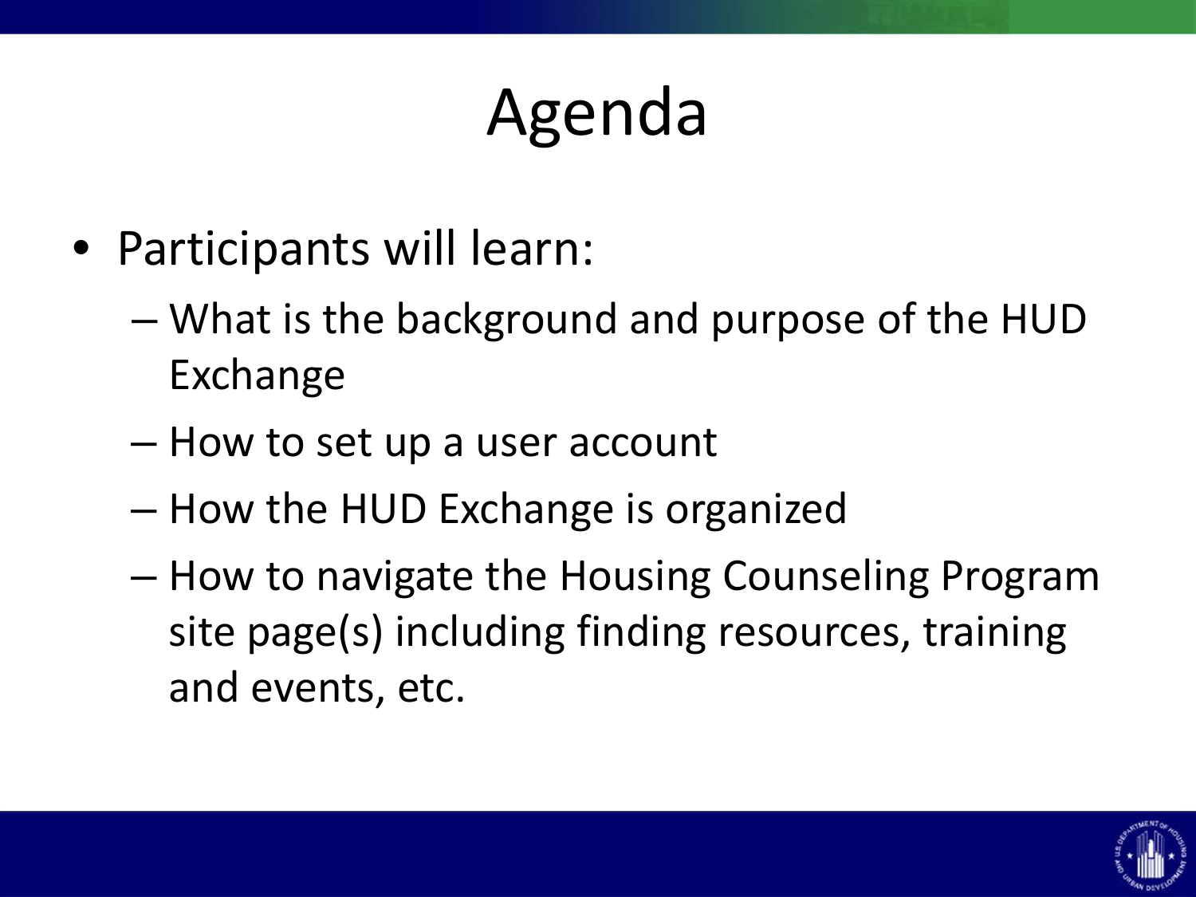# Agenda

- Participants will learn:
  - What is the background and purpose of the HUD Exchange
  - How to set up a user account
  - How the HUD Exchange is organized
  - How to navigate the Housing Counseling Program site page(s) including finding resources, training and events, etc.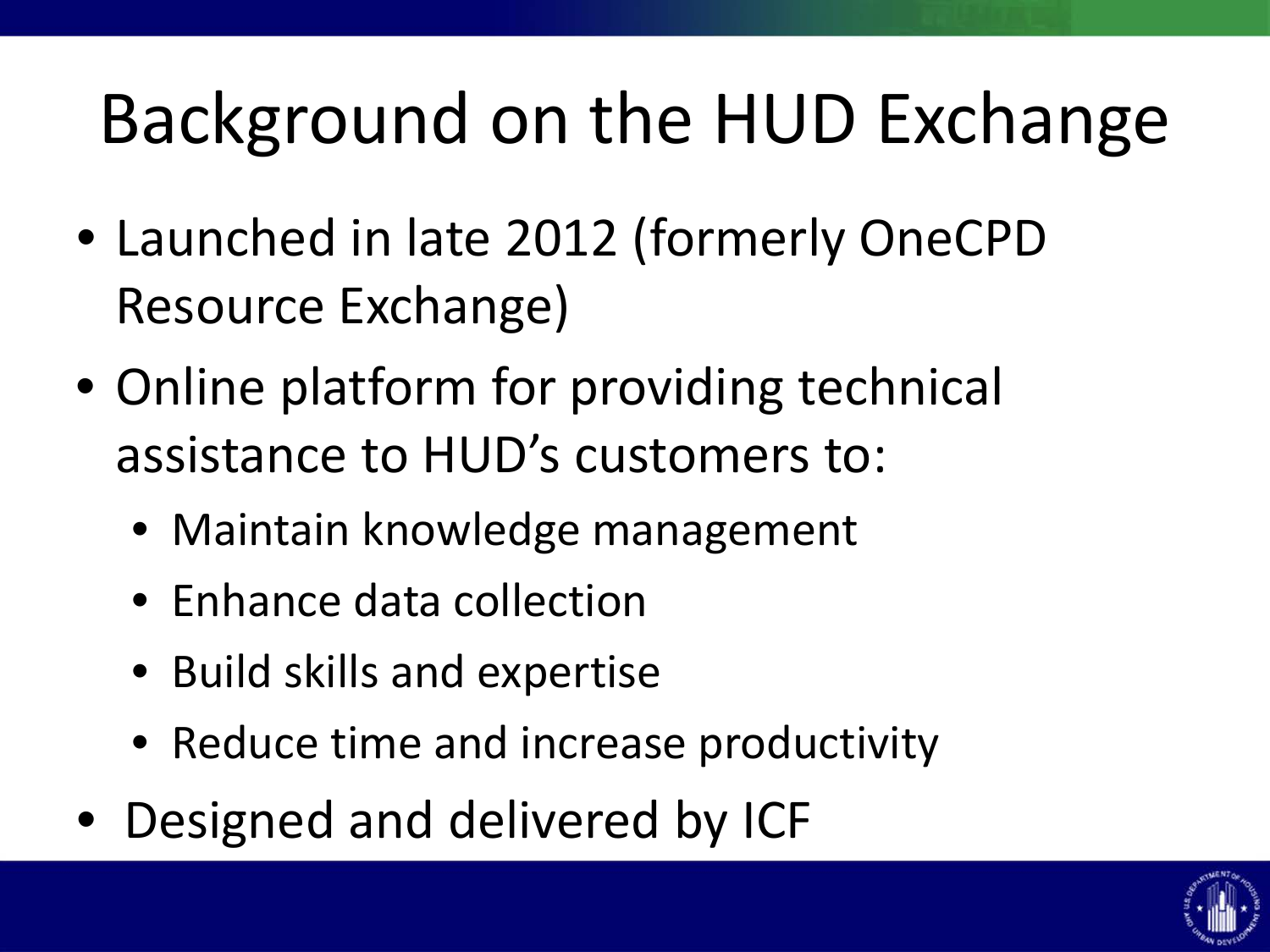# Background on the HUD Exchange

- Launched in late 2012 (formerly OneCPD Resource Exchange)
- Online platform for providing technical assistance to HUD's customers to:
  - Maintain knowledge management
  - Enhance data collection
  - Build skills and expertise
  - Reduce time and increase productivity
- Designed and delivered by ICF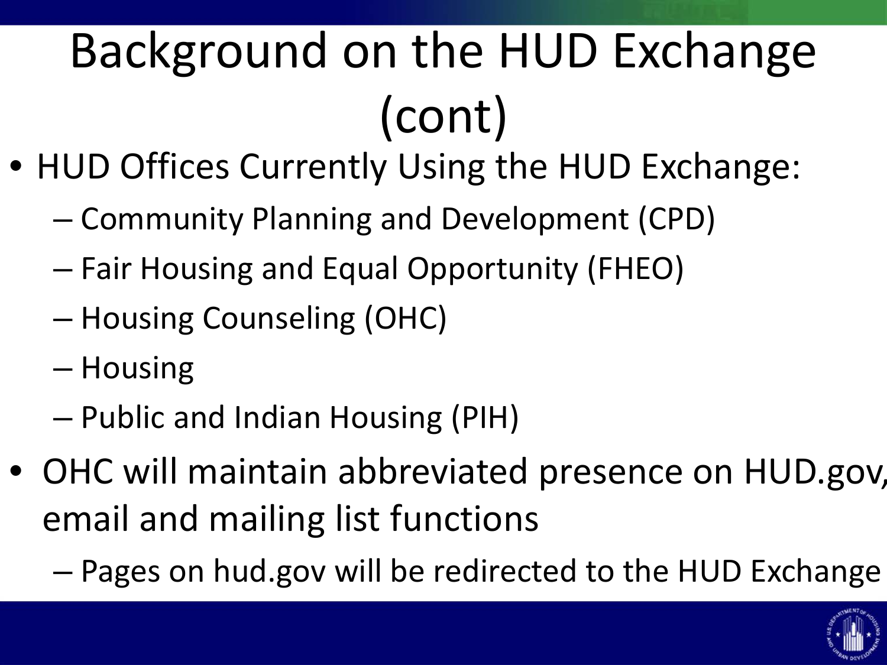# Background on the HUD Exchange (cont)

- HUD Offices Currently Using the HUD Exchange:
  - Community Planning and Development (CPD)
  - Fair Housing and Equal Opportunity (FHEO)
  - Housing Counseling (OHC)
  - Housing
  - Public and Indian Housing (PIH)
- OHC will maintain abbreviated presence on HUD.gov, email and mailing list functions
  - Pages on hud.gov will be redirected to the HUD Exchange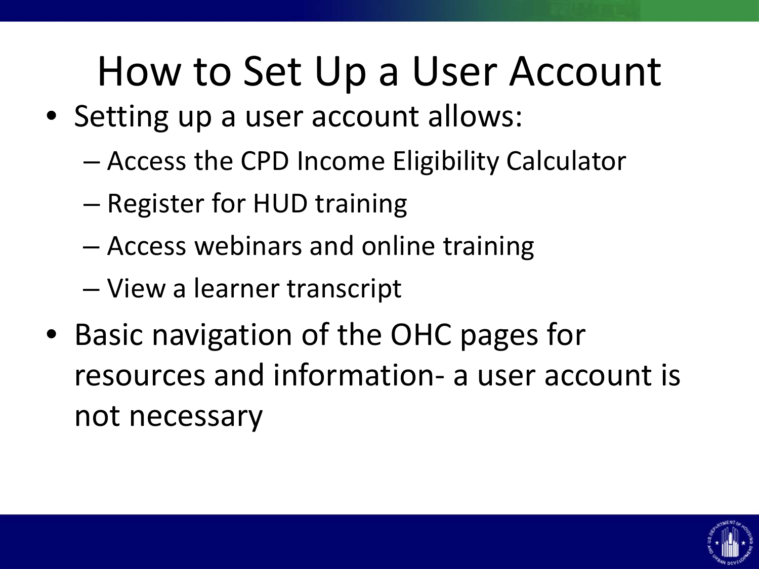# How to Set Up a User Account

- Setting up a user account allows:
  - Access the CPD Income Eligibility Calculator
  - Register for HUD training
  - Access webinars and online training
  - View a learner transcript
- Basic navigation of the OHC pages for resources and information- a user account is not necessary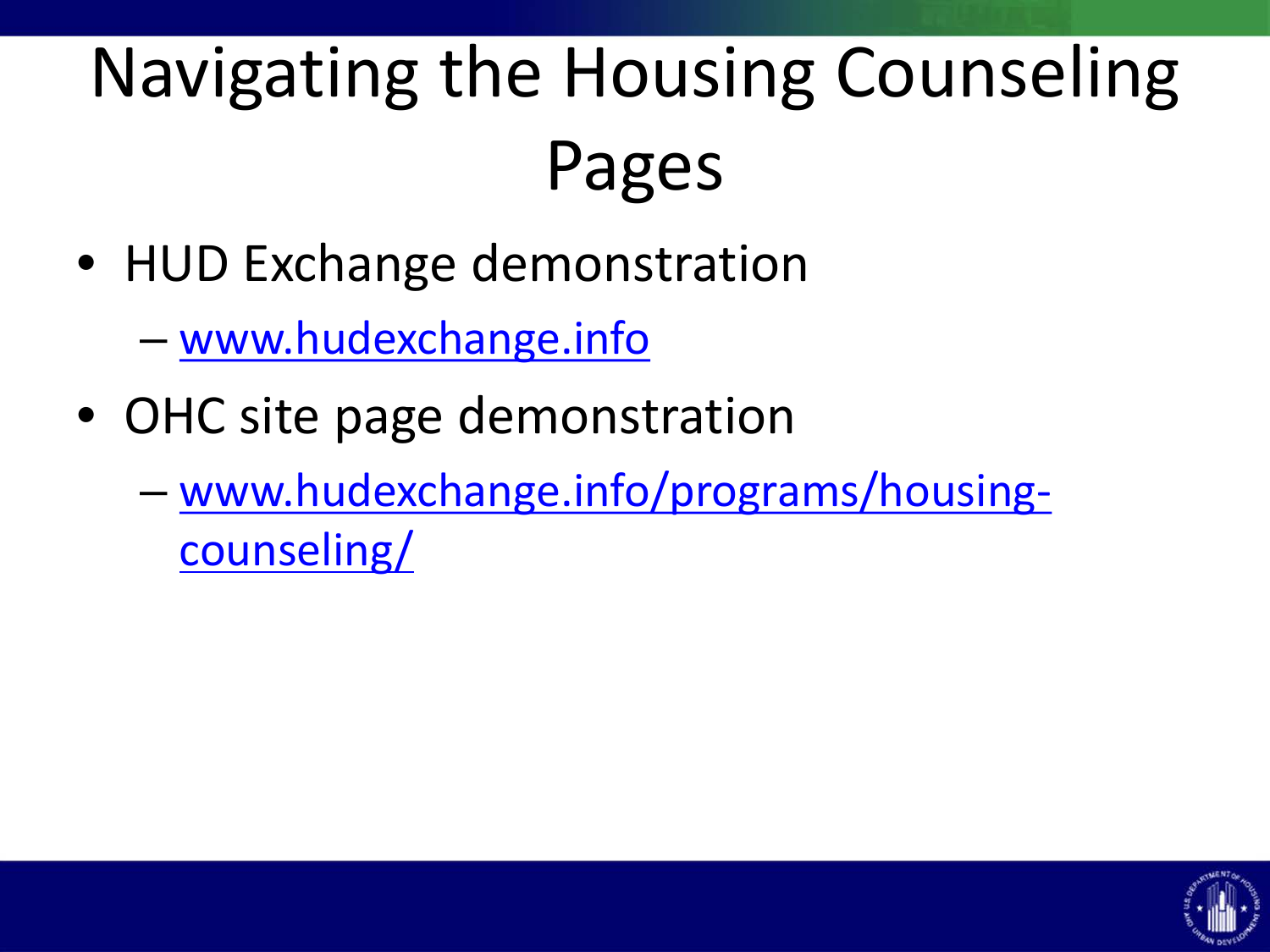# Navigating the Housing Counseling Pages

- HUD Exchange demonstration
  - www.hudexchange.info
- OHC site page demonstration
  - www.hudexchange.info/programs/housing-counseling/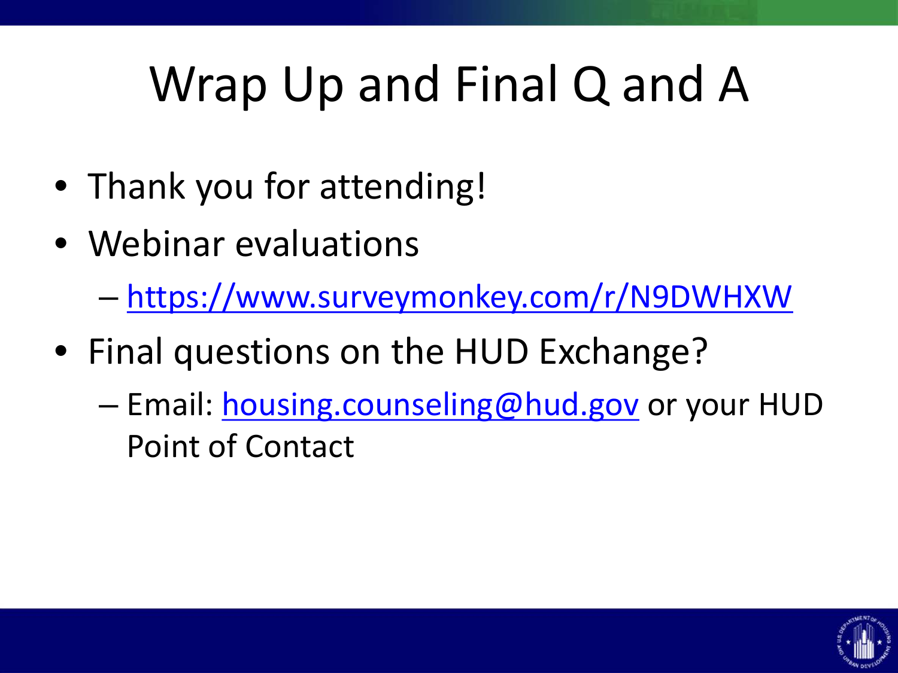# Wrap Up and Final Q and A

- Thank you for attending!
- Webinar evaluations
  - https://www.surveymonkey.com/r/N9DWHXW
- Final questions on the HUD Exchange?
  - Email: housing.counseling@hud.gov or your HUD Point of Contact